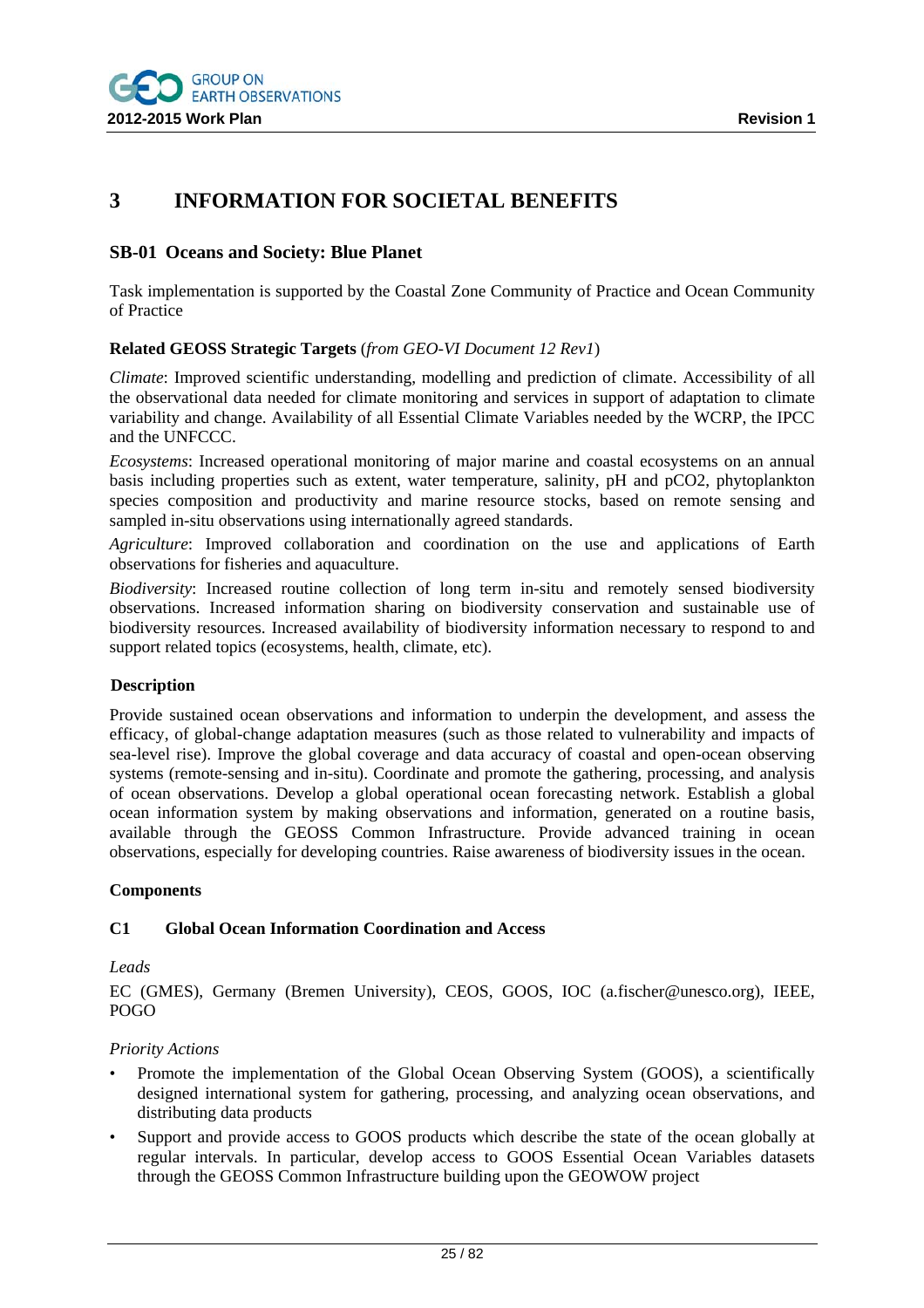# 3 INFORMATION FOR SOCIETAL BENEFITS

## SB-01 Oceans and Society: Blue Planet

Task implementation is supported by the Coastal Zone Community of Practice and Ocean Community of Practice

**Related GEOSS Strategic Targets** (*from GEO-VI Document 12 Rev1*)

*Climate*: Improved scientific understanding, modelling and prediction of climate. Accessibility of all the observational data needed for climate monitoring and services in support of adaptation to climate variability and change. Availability of all Essential Climate Variables needed by the WCRP, the IPCC and the UNFCCC.

*Ecosystems*: Increased operational monitoring of major marine and coastal ecosystems on an annual basis including properties such as extent, water temperature, salinity, pH and pCO2, phytoplankton species composition and productivity and marine resource stocks, based on remote sensing and sampled in-situ observations using internationally agreed standards.

*Agriculture*: Improved collaboration and coordination on the use and applications of Earth observations for fisheries and aquaculture.

*Biodiversity*: Increased routine collection of long term in-situ and remotely sensed biodiversity observations. Increased information sharing on biodiversity conservation and sustainable use of biodiversity resources. Increased availability of biodiversity information necessary to respond to and support related topics (ecosystems, health, climate, etc).

**Description**

Provide sustained ocean observations and information to underpin the development, and assess the efficacy, of global-change adaptation measures (such as those related to vulnerability and impacts of sea-level rise). Improve the global coverage and data accuracy of coastal and open-ocean observing systems (remote-sensing and in-situ). Coordinate and promote the gathering, processing, and analysis of ocean observations. Develop a global operational ocean forecasting network. Establish a global ocean information system by making observations and information, generated on a routine basis, available through the GEOSS Common Infrastructure. Provide advanced training in ocean observations, especially for developing countries. Raise awareness of biodiversity issues in the ocean.

**Components**

**C1 Global Ocean Information Coordination and Access**

*Leads*

EC (GMES), Germany (Bremen University), CEOS, GOOS, IOC (a.fischer@unesco.org), IEEE, POGO

*Priority Actions*

- Promote the implementation of the Global Ocean Observing System (GOOS), a scientifically designed international system for gathering, processing, and analyzing ocean observations, and distributing data products
- Support and provide access to GOOS products which describe the state of the ocean globally at regular intervals. In particular, develop access to GOOS Essential Ocean Variables datasets through the GEOSS Common Infrastructure building upon the GEOWOW project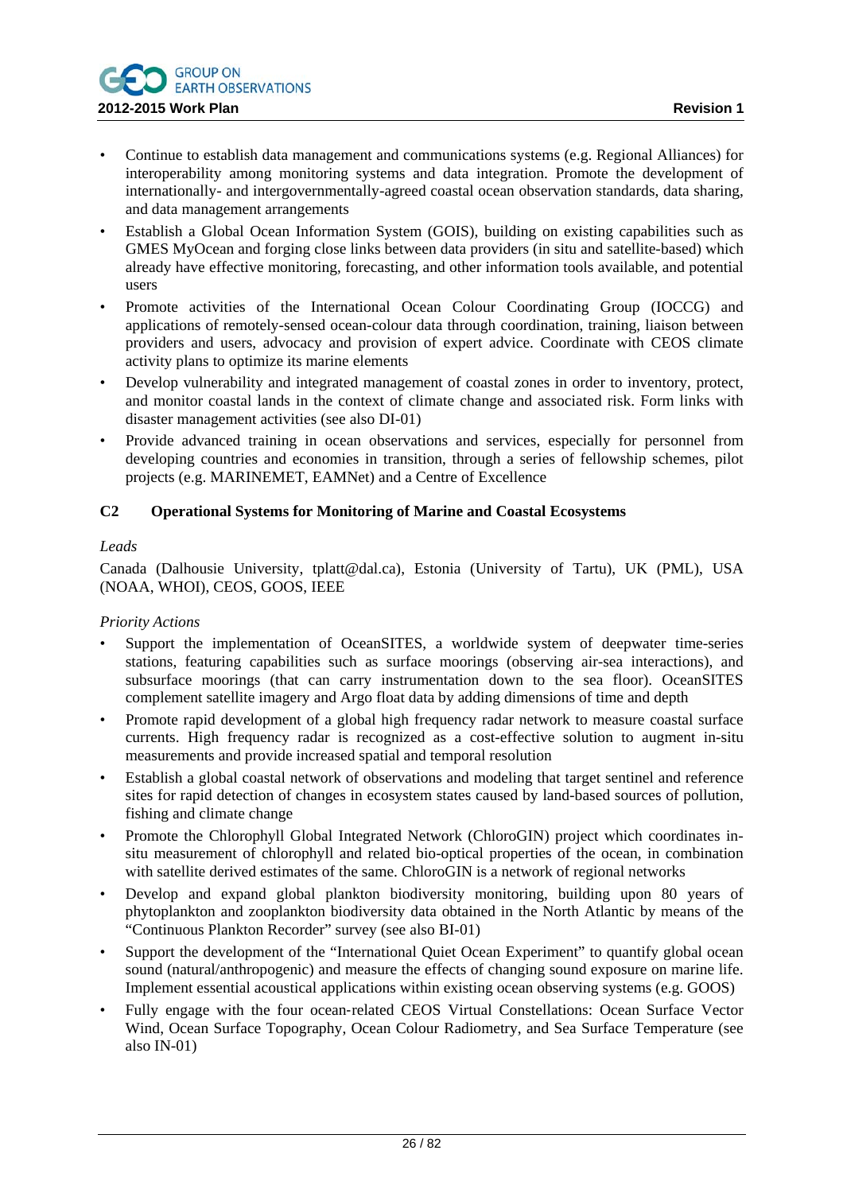- Continue to establish data management and communications systems (e.g. Regional Alliances) for interoperability among monitoring systems and data integration. Promote the development of internationally- and intergovernmentally-agreed coastal ocean observation standards, data sharing, and data management arrangements
- Establish a Global Ocean Information System (GOIS), building on existing capabilities such as GMES MyOcean and forging close links between data providers (in situ and satellite-based) which already have effective monitoring, forecasting, and other information tools available, and potential users
- Promote activities of the International Ocean Colour Coordinating Group (IOCCG) and applications of remotely-sensed ocean-colour data through coordination, training, liaison between providers and users, advocacy and provision of expert advice. Coordinate with CEOS climate activity plans to optimize its marine elements
- Develop vulnerability and integrated management of coastal zones in order to inventory, protect, and monitor coastal lands in the context of climate change and associated risk. Form links with disaster management activities (see also DI-01)
- Provide advanced training in ocean observations and services, especially for personnel from developing countries and economies in transition, through a series of fellowship schemes, pilot projects (e.g. MARINEMET, EAMNet) and a Centre of Excellence

### C2 Operational Systems for Monitoring of Marine and Coastal Ecosystems

*Leads*

Canada (Dalhousie University, tplatt@dal.ca), Estonia (University of Tartu), UK (PML), USA (NOAA, WHOI), CEOS, GOOS, IEEE

*Priority Actions*

- Support the implementation of OceanSITES, a worldwide system of deepwater time-series stations, featuring capabilities such as surface moorings (observing air-sea interactions), and subsurface moorings (that can carry instrumentation down to the sea floor). OceanSITES complement satellite imagery and Argo float data by adding dimensions of time and depth
- Promote rapid development of a global high frequency radar network to measure coastal surface currents. High frequency radar is recognized as a cost-effective solution to augment in-situ measurements and provide increased spatial and temporal resolution
- Establish a global coastal network of observations and modeling that target sentinel and reference sites for rapid detection of changes in ecosystem states caused by land-based sources of pollution, fishing and climate change
- Promote the Chlorophyll Global Integrated Network (ChloroGIN) project which coordinates in-situ measurement of chlorophyll and related bio-optical properties of the ocean, in combination with satellite derived estimates of the same. ChloroGIN is a network of regional networks
- Develop and expand global plankton biodiversity monitoring, building upon 80 years of phytoplankton and zooplankton biodiversity data obtained in the North Atlantic by means of the "Continuous Plankton Recorder" survey (see also BI-01)
- Support the development of the "International Quiet Ocean Experiment" to quantify global ocean sound (natural/anthropogenic) and measure the effects of changing sound exposure on marine life. Implement essential acoustical applications within existing ocean observing systems (e.g. GOOS)
- Fully engage with the four ocean-related CEOS Virtual Constellations: Ocean Surface Vector Wind, Ocean Surface Topography, Ocean Colour Radiometry, and Sea Surface Temperature (see also IN-01)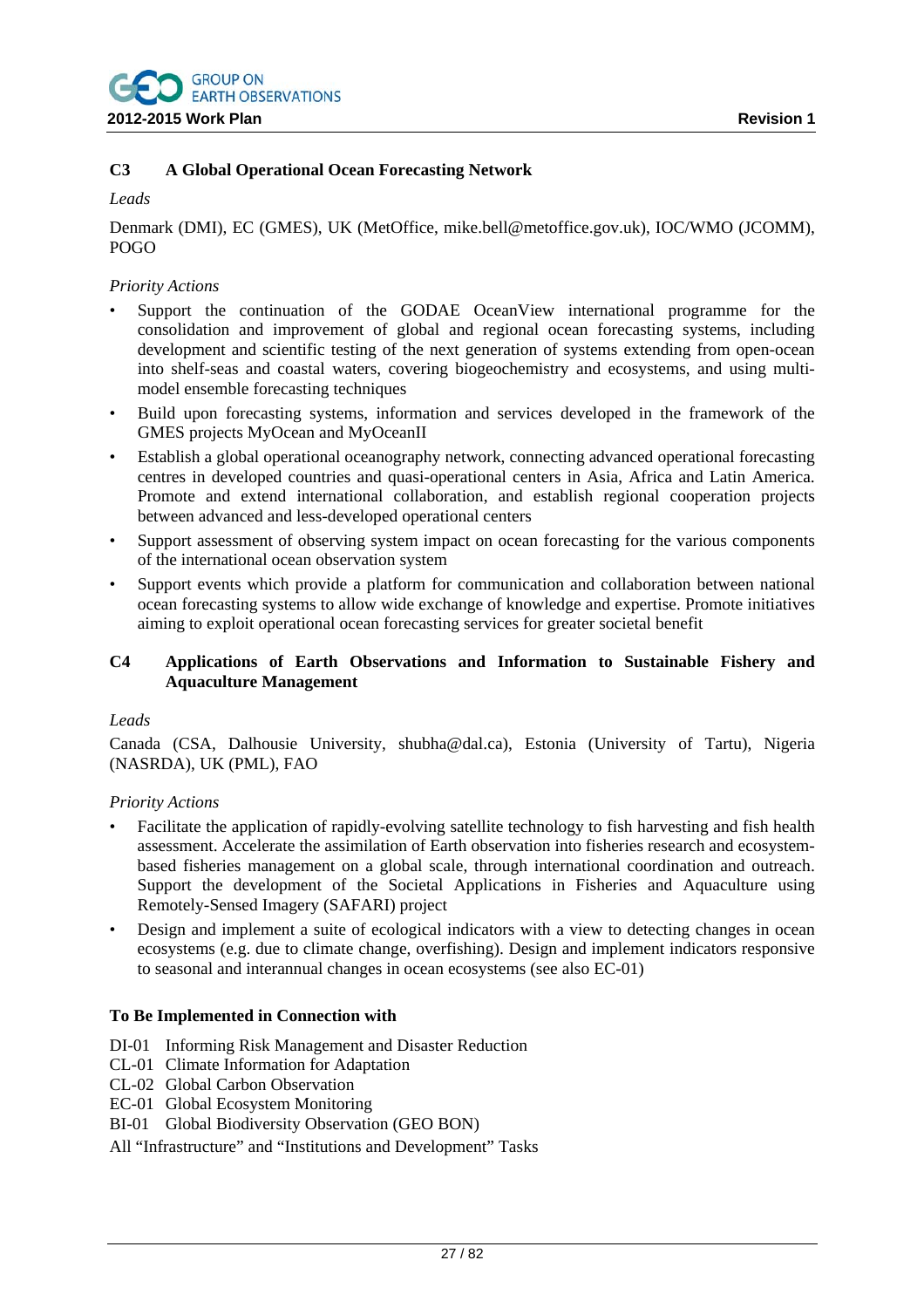### C3 A Global Operational Ocean Forecasting Network

*Leads*

Denmark (DMI), EC (GMES), UK (MetOffice, mike.bell@metoffice.gov.uk), IOC/WMO (JCOMM), POGO

*Priority Actions*

- Support the continuation of the GODAE OceanView international programme for the consolidation and improvement of global and regional ocean forecasting systems, including development and scientific testing of the next generation of systems extending from open-ocean into shelf-seas and coastal waters, covering biogeochemistry and ecosystems, and using multi-model ensemble forecasting techniques
- Build upon forecasting systems, information and services developed in the framework of the GMES projects MyOcean and MyOceanII
- Establish a global operational oceanography network, connecting advanced operational forecasting centres in developed countries and quasi-operational centers in Asia, Africa and Latin America. Promote and extend international collaboration, and establish regional cooperation projects between advanced and less-developed operational centers
- Support assessment of observing system impact on ocean forecasting for the various components of the international ocean observation system
- Support events which provide a platform for communication and collaboration between national ocean forecasting systems to allow wide exchange of knowledge and expertise. Promote initiatives aiming to exploit operational ocean forecasting services for greater societal benefit

### C4 Applications of Earth Observations and Information to Sustainable Fishery and Aquaculture Management

*Leads*

Canada (CSA, Dalhousie University, shubha@dal.ca), Estonia (University of Tartu), Nigeria (NASRDA), UK (PML), FAO

*Priority Actions*

- Facilitate the application of rapidly-evolving satellite technology to fish harvesting and fish health assessment. Accelerate the assimilation of Earth observation into fisheries research and ecosystem-based fisheries management on a global scale, through international coordination and outreach. Support the development of the Societal Applications in Fisheries and Aquaculture using Remotely-Sensed Imagery (SAFARI) project
- Design and implement a suite of ecological indicators with a view to detecting changes in ocean ecosystems (e.g. due to climate change, overfishing). Design and implement indicators responsive to seasonal and interannual changes in ocean ecosystems (see also EC-01)

**To Be Implemented in Connection with**

DI-01 Informing Risk Management and Disaster Reduction
CL-01 Climate Information for Adaptation
CL-02 Global Carbon Observation
EC-01 Global Ecosystem Monitoring
BI-01 Global Biodiversity Observation (GEO BON)
All "Infrastructure" and "Institutions and Development" Tasks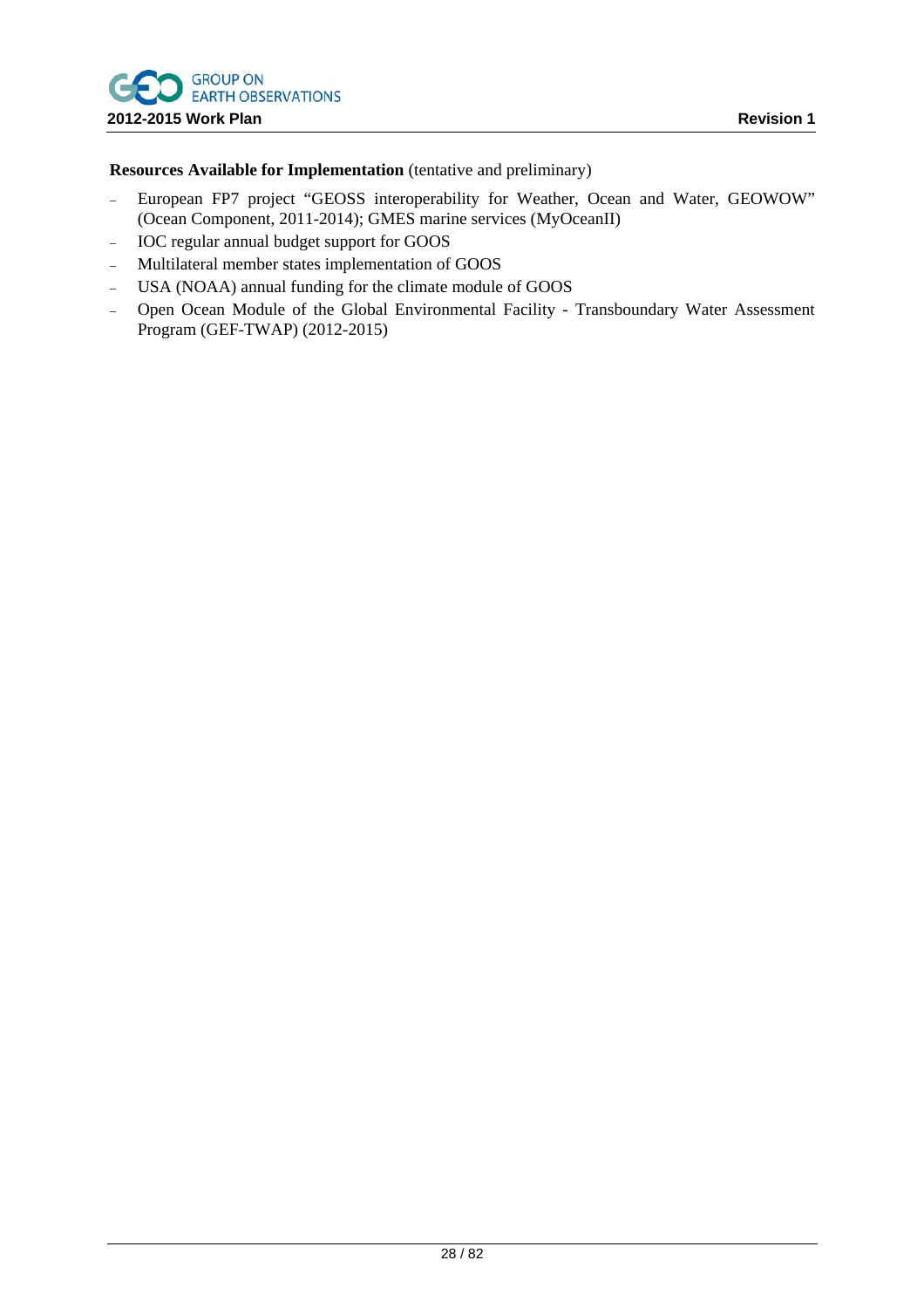**Resources Available for Implementation** (tentative and preliminary)

- European FP7 project "GEOSS interoperability for Weather, Ocean and Water, GEOWOW" (Ocean Component, 2011-2014); GMES marine services (MyOceanII)
- IOC regular annual budget support for GOOS
- Multilateral member states implementation of GOOS
- USA (NOAA) annual funding for the climate module of GOOS
- Open Ocean Module of the Global Environmental Facility - Transboundary Water Assessment Program (GEF-TWAP) (2012-2015)